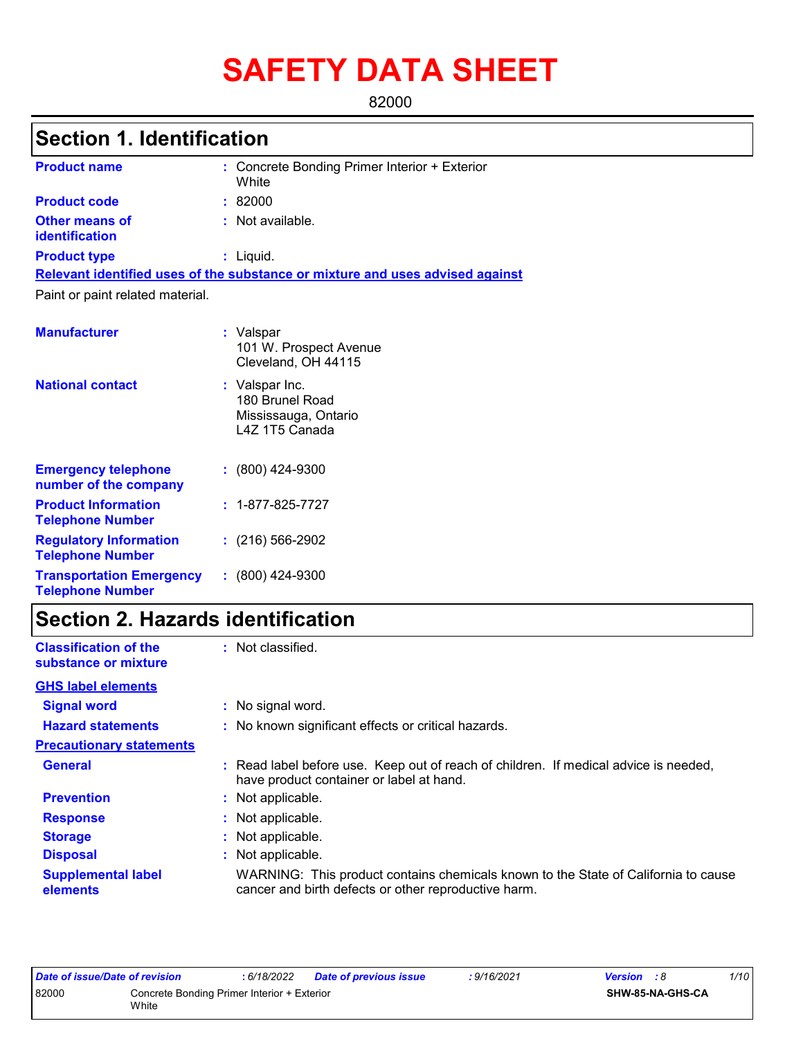# SAFETY DATA SHEET

82000

## Section 1. Identification

| | | |
|---|---|---|
| **Product name** | : | Concrete Bonding Primer Interior + Exterior White |
| **Product code** | : | 82000 |
| **Other means of identification** | : | Not available. |
| **Product type** | : | Liquid. |

**Relevant identified uses of the substance or mixture and uses advised against**

Paint or paint related material.

| | | |
|---|---|---|
| **Manufacturer** | : | Valspar<br>101 W. Prospect Avenue<br>Cleveland, OH 44115 |
| **National contact** | : | Valspar Inc.<br>180 Brunel Road<br>Mississauga, Ontario<br>L4Z 1T5 Canada |
| **Emergency telephone number of the company** | : | (800) 424-9300 |
| **Product Information Telephone Number** | : | 1-877-825-7727 |
| **Regulatory Information Telephone Number** | : | (216) 566-2902 |
| **Transportation Emergency Telephone Number** | : | (800) 424-9300 |

## Section 2. Hazards identification

| | | |
|---|---|---|
| **Classification of the substance or mixture** | : | Not classified. |

**GHS label elements**

| | | |
|---|---|---|
| **Signal word** | : | No signal word. |
| **Hazard statements** | : | No known significant effects or critical hazards. |

**Precautionary statements**

| | | |
|---|---|---|
| **General** | : | Read label before use. Keep out of reach of children. If medical advice is needed, have product container or label at hand. |
| **Prevention** | : | Not applicable. |
| **Response** | : | Not applicable. |
| **Storage** | : | Not applicable. |
| **Disposal** | : | Not applicable. |
| **Supplemental label elements** | | WARNING: This product contains chemicals known to the State of California to cause cancer and birth defects or other reproductive harm. |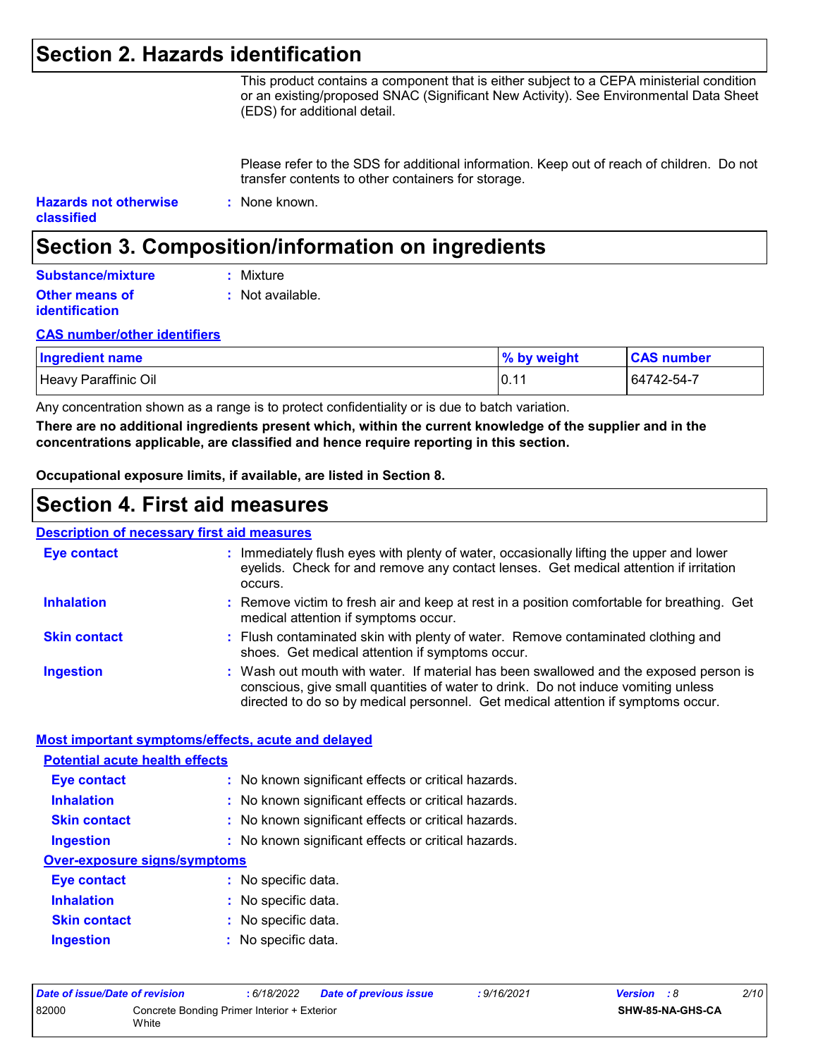## Section 2. Hazards identification

This product contains a component that is either subject to a CEPA ministerial condition or an existing/proposed SNAC (Significant New Activity). See Environmental Data Sheet (EDS) for additional detail.

Please refer to the SDS for additional information. Keep out of reach of children. Do not transfer contents to other containers for storage.

**Hazards not otherwise classified** : None known.

## Section 3. Composition/information on ingredients

**Substance/mixture** : Mixture

**Other means of identification** : Not available.

**CAS number/other identifiers**

| Ingredient name | % by weight | CAS number |
|---|---|---|
| Heavy Paraffinic Oil | 0.11 | 64742-54-7 |

Any concentration shown as a range is to protect confidentiality or is due to batch variation.

**There are no additional ingredients present which, within the current knowledge of the supplier and in the concentrations applicable, are classified and hence require reporting in this section.**

**Occupational exposure limits, if available, are listed in Section 8.**

## Section 4. First aid measures

**Description of necessary first aid measures**

**Eye contact** : Immediately flush eyes with plenty of water, occasionally lifting the upper and lower eyelids. Check for and remove any contact lenses. Get medical attention if irritation occurs.

**Inhalation** : Remove victim to fresh air and keep at rest in a position comfortable for breathing. Get medical attention if symptoms occur.

**Skin contact** : Flush contaminated skin with plenty of water. Remove contaminated clothing and shoes. Get medical attention if symptoms occur.

**Ingestion** : Wash out mouth with water. If material has been swallowed and the exposed person is conscious, give small quantities of water to drink. Do not induce vomiting unless directed to do so by medical personnel. Get medical attention if symptoms occur.

**Most important symptoms/effects, acute and delayed**

**Potential acute health effects**

**Eye contact** : No known significant effects or critical hazards.

**Inhalation** : No known significant effects or critical hazards.

**Skin contact** : No known significant effects or critical hazards.

**Ingestion** : No known significant effects or critical hazards.

**Over-exposure signs/symptoms**

**Eye contact** : No specific data.

**Inhalation** : No specific data.

**Skin contact** : No specific data.

**Ingestion** : No specific data.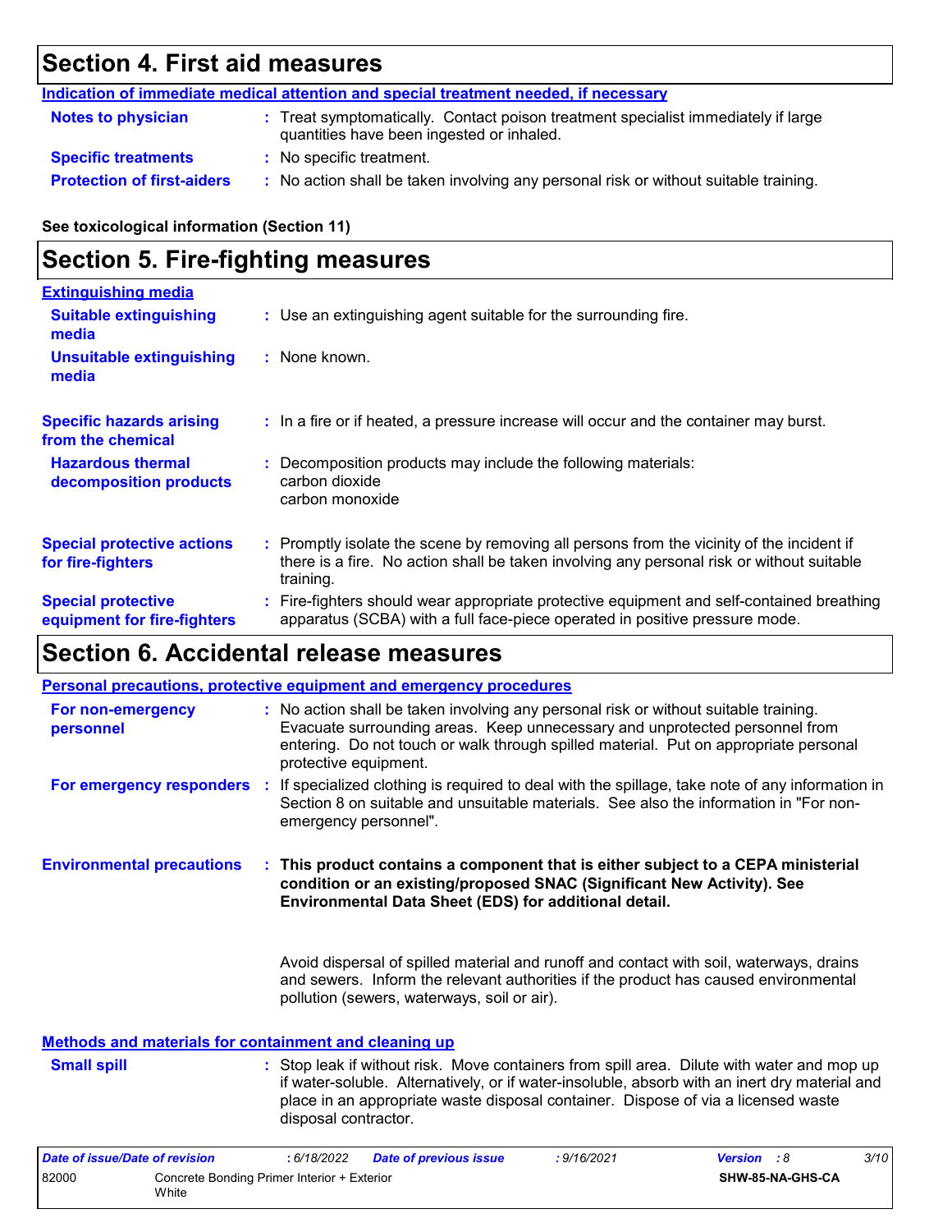## Section 4. First aid measures

**Indication of immediate medical attention and special treatment needed, if necessary**

**Notes to physician** : Treat symptomatically. Contact poison treatment specialist immediately if large quantities have been ingested or inhaled.

**Specific treatments** : No specific treatment.

**Protection of first-aiders** : No action shall be taken involving any personal risk or without suitable training.

**See toxicological information (Section 11)**

## Section 5. Fire-fighting measures

**Extinguishing media**

**Suitable extinguishing media** : Use an extinguishing agent suitable for the surrounding fire.

**Unsuitable extinguishing media** : None known.

**Specific hazards arising from the chemical** : In a fire or if heated, a pressure increase will occur and the container may burst.

**Hazardous thermal decomposition products** : Decomposition products may include the following materials:
carbon dioxide
carbon monoxide

**Special protective actions for fire-fighters** : Promptly isolate the scene by removing all persons from the vicinity of the incident if there is a fire. No action shall be taken involving any personal risk or without suitable training.

**Special protective equipment for fire-fighters** : Fire-fighters should wear appropriate protective equipment and self-contained breathing apparatus (SCBA) with a full face-piece operated in positive pressure mode.

## Section 6. Accidental release measures

**Personal precautions, protective equipment and emergency procedures**

**For non-emergency personnel** : No action shall be taken involving any personal risk or without suitable training. Evacuate surrounding areas. Keep unnecessary and unprotected personnel from entering. Do not touch or walk through spilled material. Put on appropriate personal protective equipment.

**For emergency responders** : If specialized clothing is required to deal with the spillage, take note of any information in Section 8 on suitable and unsuitable materials. See also the information in "For non-emergency personnel".

**Environmental precautions** : **This product contains a component that is either subject to a CEPA ministerial condition or an existing/proposed SNAC (Significant New Activity). See Environmental Data Sheet (EDS) for additional detail.**

Avoid dispersal of spilled material and runoff and contact with soil, waterways, drains and sewers. Inform the relevant authorities if the product has caused environmental pollution (sewers, waterways, soil or air).

**Methods and materials for containment and cleaning up**

**Small spill** : Stop leak if without risk. Move containers from spill area. Dilute with water and mop up if water-soluble. Alternatively, or if water-insoluble, absorb with an inert dry material and place in an appropriate waste disposal container. Dispose of via a licensed waste disposal contractor.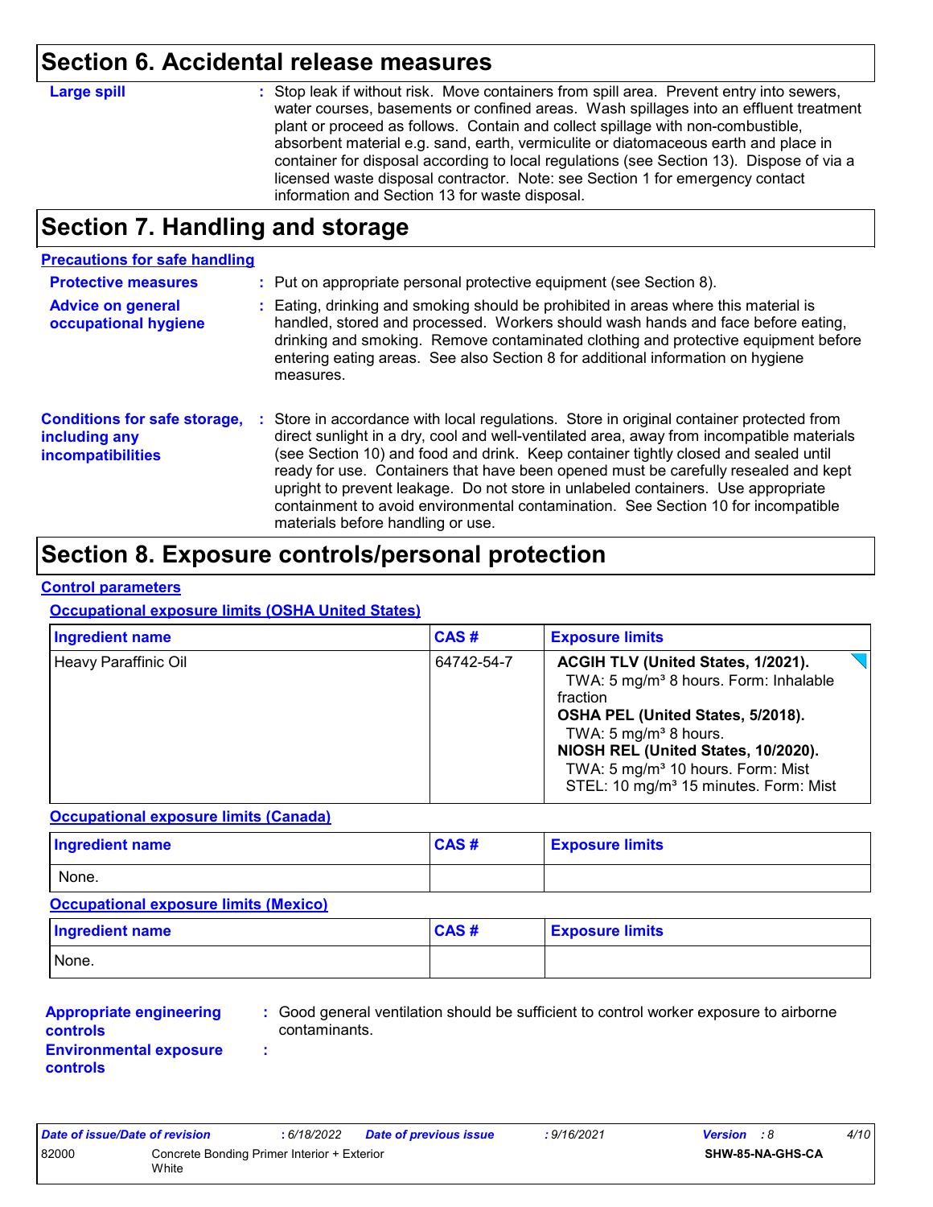## Section 6. Accidental release measures

**Large spill** : Stop leak if without risk. Move containers from spill area. Prevent entry into sewers, water courses, basements or confined areas. Wash spillages into an effluent treatment plant or proceed as follows. Contain and collect spillage with non-combustible, absorbent material e.g. sand, earth, vermiculite or diatomaceous earth and place in container for disposal according to local regulations (see Section 13). Dispose of via a licensed waste disposal contractor. Note: see Section 1 for emergency contact information and Section 13 for waste disposal.

## Section 7. Handling and storage

### Precautions for safe handling

**Protective measures** : Put on appropriate personal protective equipment (see Section 8).

**Advice on general occupational hygiene** : Eating, drinking and smoking should be prohibited in areas where this material is handled, stored and processed. Workers should wash hands and face before eating, drinking and smoking. Remove contaminated clothing and protective equipment before entering eating areas. See also Section 8 for additional information on hygiene measures.

**Conditions for safe storage, including any incompatibilities** : Store in accordance with local regulations. Store in original container protected from direct sunlight in a dry, cool and well-ventilated area, away from incompatible materials (see Section 10) and food and drink. Keep container tightly closed and sealed until ready for use. Containers that have been opened must be carefully resealed and kept upright to prevent leakage. Do not store in unlabeled containers. Use appropriate containment to avoid environmental contamination. See Section 10 for incompatible materials before handling or use.

## Section 8. Exposure controls/personal protection

### Control parameters

#### Occupational exposure limits (OSHA United States)

| Ingredient name | CAS # | Exposure limits |
|---|---|---|
| Heavy Paraffinic Oil | 64742-54-7 | **ACGIH TLV (United States, 1/2021).**<br>TWA: 5 mg/m³ 8 hours. Form: Inhalable fraction<br>**OSHA PEL (United States, 5/2018).**<br>TWA: 5 mg/m³ 8 hours.<br>**NIOSH REL (United States, 10/2020).**<br>TWA: 5 mg/m³ 10 hours. Form: Mist<br>STEL: 10 mg/m³ 15 minutes. Form: Mist |

#### Occupational exposure limits (Canada)

| Ingredient name | CAS # | Exposure limits |
|---|---|---|
| None. | | |

#### Occupational exposure limits (Mexico)

| Ingredient name | CAS # | Exposure limits |
|---|---|---|
| None. | | |

**Appropriate engineering controls** : Good general ventilation should be sufficient to control worker exposure to airborne contaminants.

**Environmental exposure controls** :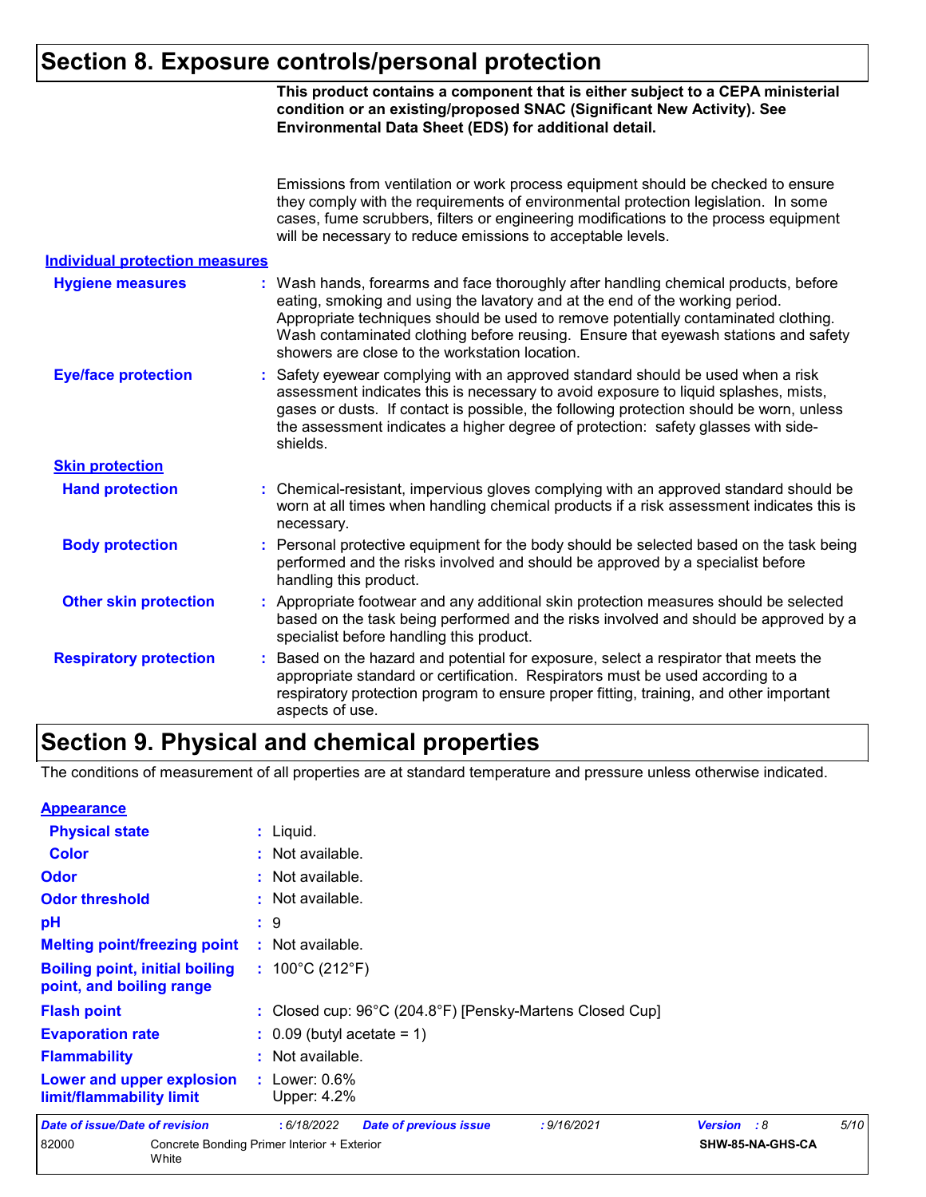## Section 8. Exposure controls/personal protection

**This product contains a component that is either subject to a CEPA ministerial condition or an existing/proposed SNAC (Significant New Activity). See Environmental Data Sheet (EDS) for additional detail.**

Emissions from ventilation or work process equipment should be checked to ensure they comply with the requirements of environmental protection legislation. In some cases, fume scrubbers, filters or engineering modifications to the process equipment will be necessary to reduce emissions to acceptable levels.

### Individual protection measures

**Hygiene measures** : Wash hands, forearms and face thoroughly after handling chemical products, before eating, smoking and using the lavatory and at the end of the working period. Appropriate techniques should be used to remove potentially contaminated clothing. Wash contaminated clothing before reusing. Ensure that eyewash stations and safety showers are close to the workstation location.

**Eye/face protection** : Safety eyewear complying with an approved standard should be used when a risk assessment indicates this is necessary to avoid exposure to liquid splashes, mists, gases or dusts. If contact is possible, the following protection should be worn, unless the assessment indicates a higher degree of protection: safety glasses with side-shields.

**Skin protection**

**Hand protection** : Chemical-resistant, impervious gloves complying with an approved standard should be worn at all times when handling chemical products if a risk assessment indicates this is necessary.

**Body protection** : Personal protective equipment for the body should be selected based on the task being performed and the risks involved and should be approved by a specialist before handling this product.

**Other skin protection** : Appropriate footwear and any additional skin protection measures should be selected based on the task being performed and the risks involved and should be approved by a specialist before handling this product.

**Respiratory protection** : Based on the hazard and potential for exposure, select a respirator that meets the appropriate standard or certification. Respirators must be used according to a respiratory protection program to ensure proper fitting, training, and other important aspects of use.

## Section 9. Physical and chemical properties

The conditions of measurement of all properties are at standard temperature and pressure unless otherwise indicated.

**Appearance**

**Physical state** : Liquid.

**Color** : Not available.

**Odor** : Not available.

**Odor threshold** : Not available.

**pH** : 9

**Melting point/freezing point** : Not available.

**Boiling point, initial boiling point, and boiling range** : 100°C (212°F)

**Flash point** : Closed cup: 96°C (204.8°F) [Pensky-Martens Closed Cup]

**Evaporation rate** : 0.09 (butyl acetate = 1)

**Flammability** : Not available.

**Lower and upper explosion limit/flammability limit** : Lower: 0.6%
Upper: 4.2%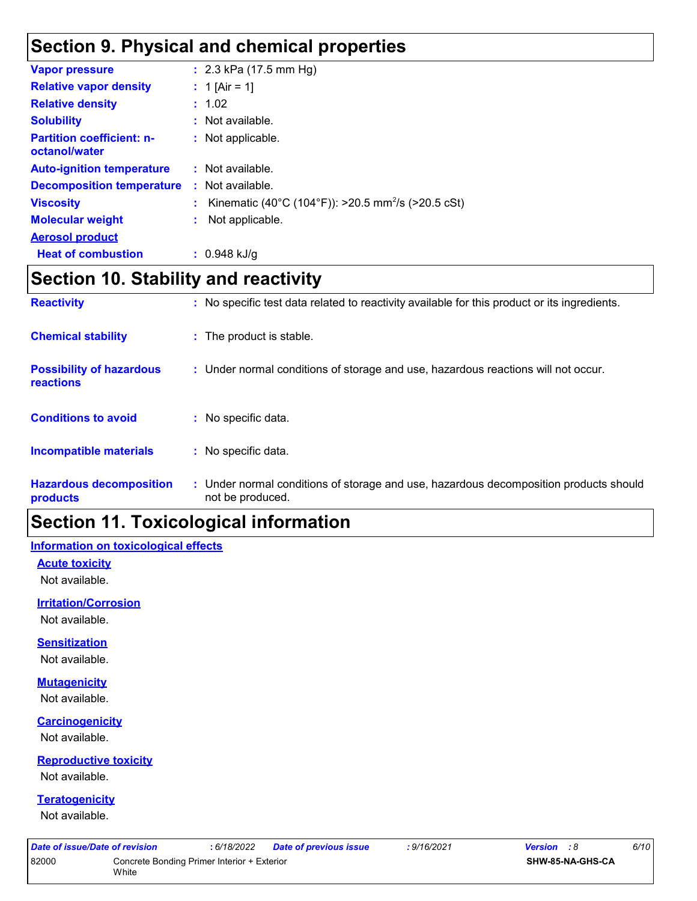## Section 9. Physical and chemical properties

| | | |
|---|---|---|
| **Vapor pressure** | : | 2.3 kPa (17.5 mm Hg) |
| **Relative vapor density** | : | 1 [Air = 1] |
| **Relative density** | : | 1.02 |
| **Solubility** | : | Not available. |
| **Partition coefficient: n-octanol/water** | : | Not applicable. |
| **Auto-ignition temperature** | : | Not available. |
| **Decomposition temperature** | : | Not available. |
| **Viscosity** | : | Kinematic (40°C (104°F)): >20.5 $mm^2/s$ (>20.5 cSt) |
| **Molecular weight** | : | Not applicable. |

**Aerosol product**

| | | |
|---|---|---|
| **Heat of combustion** | : | 0.948 kJ/g |

## Section 10. Stability and reactivity

| | | |
|---|---|---|
| **Reactivity** | : | No specific test data related to reactivity available for this product or its ingredients. |
| **Chemical stability** | : | The product is stable. |
| **Possibility of hazardous reactions** | : | Under normal conditions of storage and use, hazardous reactions will not occur. |
| **Conditions to avoid** | : | No specific data. |
| **Incompatible materials** | : | No specific data. |
| **Hazardous decomposition products** | : | Under normal conditions of storage and use, hazardous decomposition products should not be produced. |

## Section 11. Toxicological information

**Information on toxicological effects**

**Acute toxicity**

Not available.

**Irritation/Corrosion**

Not available.

**Sensitization**

Not available.

**Mutagenicity**

Not available.

**Carcinogenicity**

Not available.

**Reproductive toxicity**

Not available.

**Teratogenicity**

Not available.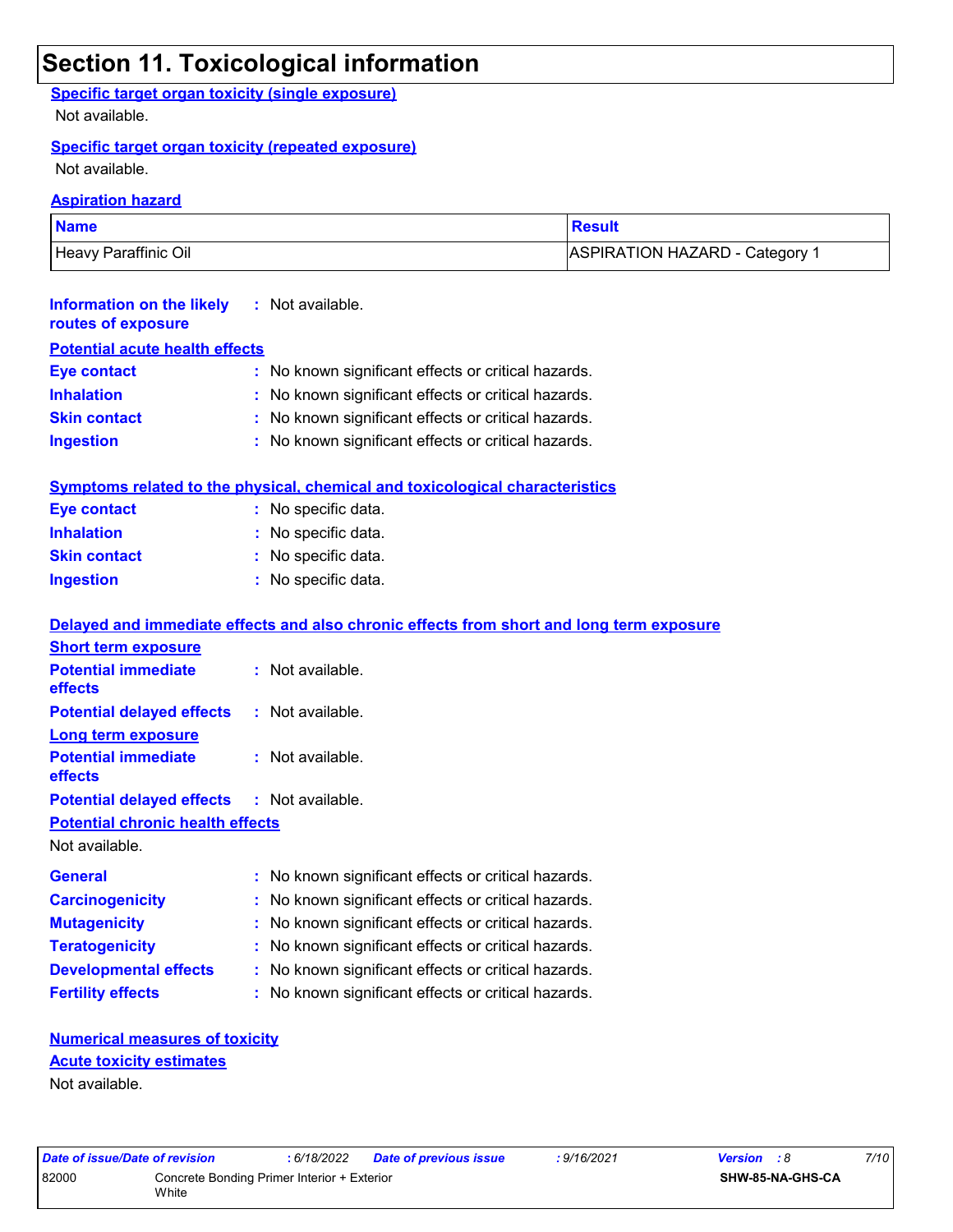# Section 11. Toxicological information

**Specific target organ toxicity (single exposure)**

Not available.

**Specific target organ toxicity (repeated exposure)**

Not available.

**Aspiration hazard**

| Name | Result |
| --- | --- |
| Heavy Paraffinic Oil | ASPIRATION HAZARD - Category 1 |

**Information on the likely routes of exposure** : Not available.

**Potential acute health effects**

**Eye contact** : No known significant effects or critical hazards.

**Inhalation** : No known significant effects or critical hazards.

**Skin contact** : No known significant effects or critical hazards.

**Ingestion** : No known significant effects or critical hazards.

**Symptoms related to the physical, chemical and toxicological characteristics**

**Eye contact** : No specific data.

**Inhalation** : No specific data.

**Skin contact** : No specific data.

**Ingestion** : No specific data.

**Delayed and immediate effects and also chronic effects from short and long term exposure**

**Short term exposure**

**Potential immediate effects** : Not available.

**Potential delayed effects** : Not available.

**Long term exposure**

**Potential immediate effects** : Not available.

**Potential delayed effects** : Not available.

**Potential chronic health effects**

Not available.

**General** : No known significant effects or critical hazards.

**Carcinogenicity** : No known significant effects or critical hazards.

**Mutagenicity** : No known significant effects or critical hazards.

**Teratogenicity** : No known significant effects or critical hazards.

**Developmental effects** : No known significant effects or critical hazards.

**Fertility effects** : No known significant effects or critical hazards.

**Numerical measures of toxicity**

**Acute toxicity estimates**

Not available.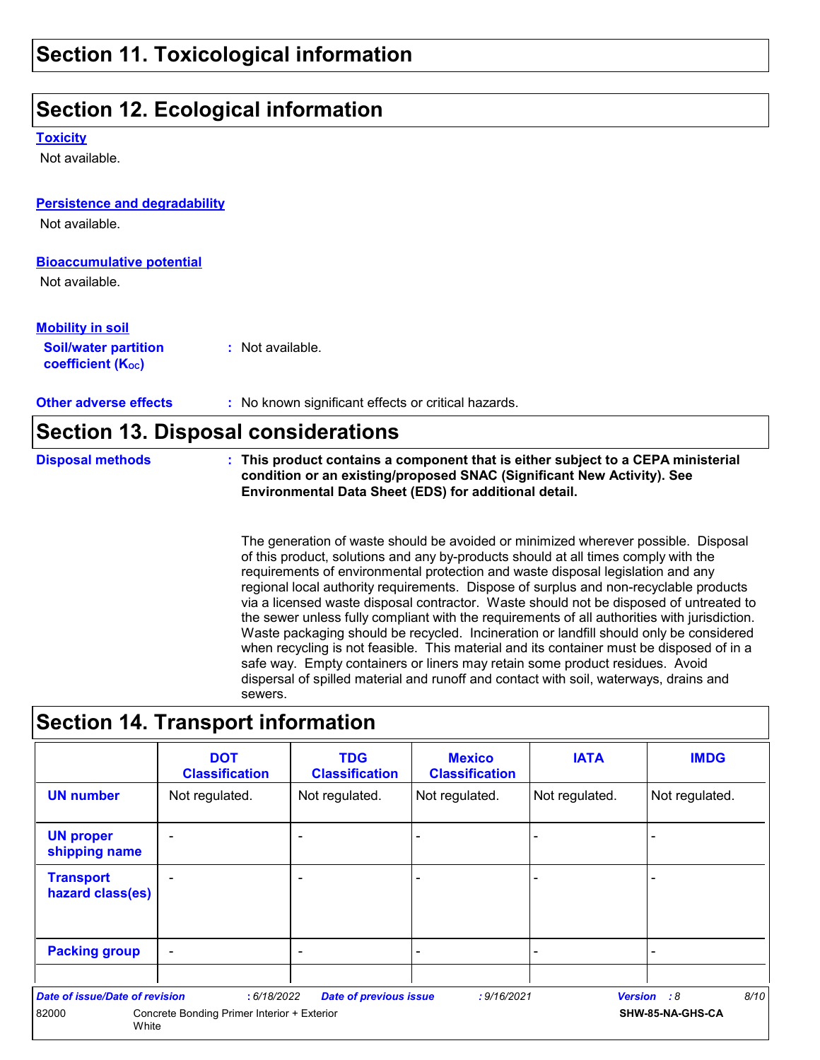## Section 11. Toxicological information

## Section 12. Ecological information

**Toxicity**

Not available.

**Persistence and degradability**

Not available.

**Bioaccumulative potential**

Not available.

**Mobility in soil**

**Soil/water partition coefficient ($K_{OC}$)** : Not available.

**Other adverse effects** : No known significant effects or critical hazards.

## Section 13. Disposal considerations

**Disposal methods** : **This product contains a component that is either subject to a CEPA ministerial condition or an existing/proposed SNAC (Significant New Activity). See Environmental Data Sheet (EDS) for additional detail.**

The generation of waste should be avoided or minimized wherever possible. Disposal of this product, solutions and any by-products should at all times comply with the requirements of environmental protection and waste disposal legislation and any regional local authority requirements. Dispose of surplus and non-recyclable products via a licensed waste disposal contractor. Waste should not be disposed of untreated to the sewer unless fully compliant with the requirements of all authorities with jurisdiction. Waste packaging should be recycled. Incineration or landfill should only be considered when recycling is not feasible. This material and its container must be disposed of in a safe way. Empty containers or liners may retain some product residues. Avoid dispersal of spilled material and runoff and contact with soil, waterways, drains and sewers.

## Section 14. Transport information

| | DOT Classification | TDG Classification | Mexico Classification | IATA | IMDG |
|---|---|---|---|---|---|
| **UN number** | Not regulated. | Not regulated. | Not regulated. | Not regulated. | Not regulated. |
| **UN proper shipping name** | - | - | - | - | - |
| **Transport hazard class(es)** | - | - | - | - | - |
| **Packing group** | - | - | - | - | - |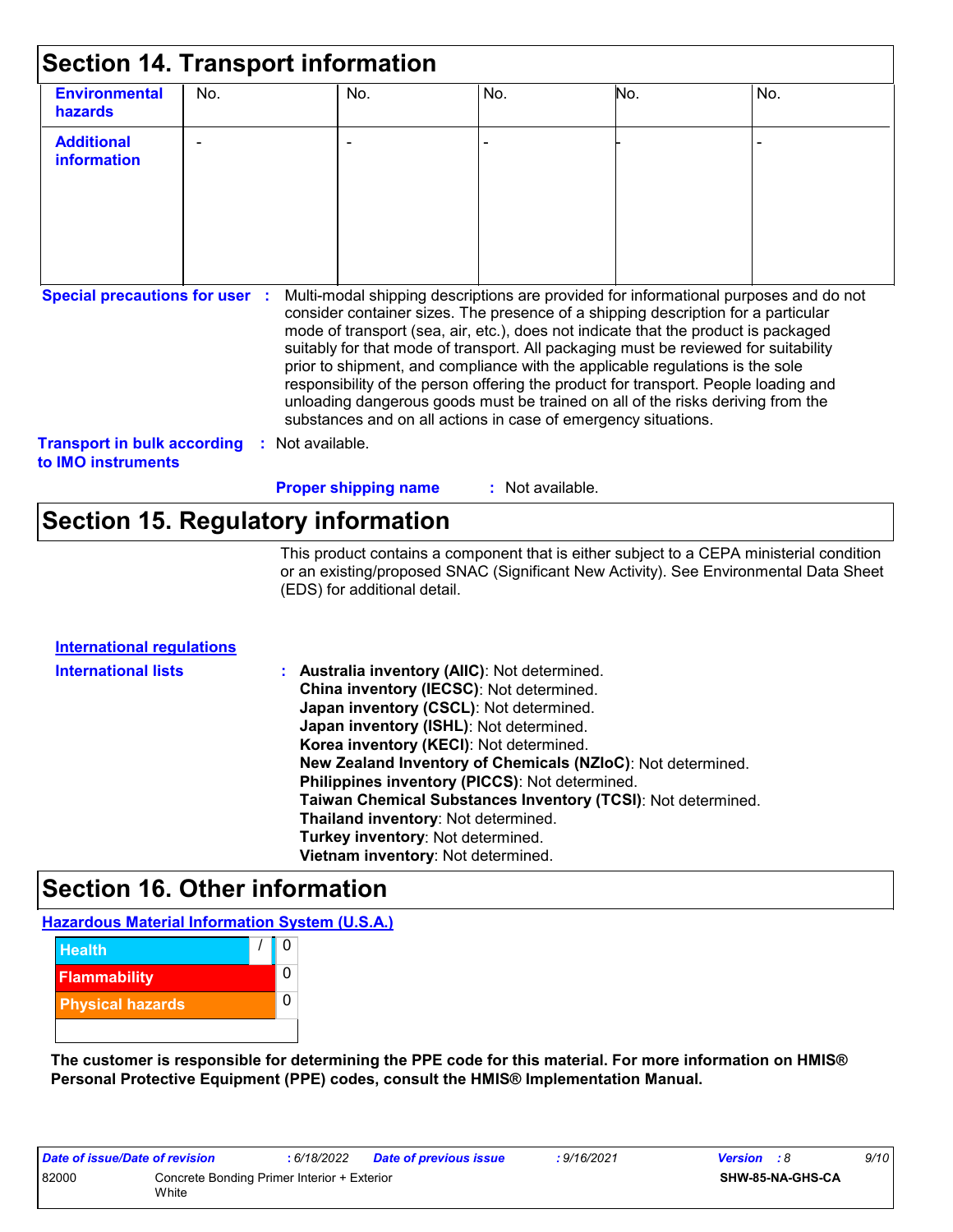## Section 14. Transport information

| | | | | | |
|---|---|---|---|---|---|
| **Environmental hazards** | No. | No. | No. | No. | No. |
| **Additional information** | - | - | - | - | - |

**Special precautions for user** : Multi-modal shipping descriptions are provided for informational purposes and do not consider container sizes. The presence of a shipping description for a particular mode of transport (sea, air, etc.), does not indicate that the product is packaged suitably for that mode of transport. All packaging must be reviewed for suitability prior to shipment, and compliance with the applicable regulations is the sole responsibility of the person offering the product for transport. People loading and unloading dangerous goods must be trained on all of the risks deriving from the substances and on all actions in case of emergency situations.

**Transport in bulk according to IMO instruments** : Not available.

**Proper shipping name** : Not available.

## Section 15. Regulatory information

This product contains a component that is either subject to a CEPA ministerial condition or an existing/proposed SNAC (Significant New Activity). See Environmental Data Sheet (EDS) for additional detail.

**International regulations**

**International lists** :
**Australia inventory (AIIC)**: Not determined.
**China inventory (IECSC)**: Not determined.
**Japan inventory (CSCL)**: Not determined.
**Japan inventory (ISHL)**: Not determined.
**Korea inventory (KECI)**: Not determined.
**New Zealand Inventory of Chemicals (NZIoC)**: Not determined.
**Philippines inventory (PICCS)**: Not determined.
**Taiwan Chemical Substances Inventory (TCSI)**: Not determined.
**Thailand inventory**: Not determined.
**Turkey inventory**: Not determined.
**Vietnam inventory**: Not determined.

## Section 16. Other information

**Hazardous Material Information System (U.S.A.)**

| | | |
|---|---|---|
| Health | / | 0 |
| Flammability | | 0 |
| Physical hazards | | 0 |

**The customer is responsible for determining the PPE code for this material. For more information on HMIS® Personal Protective Equipment (PPE) codes, consult the HMIS® Implementation Manual.**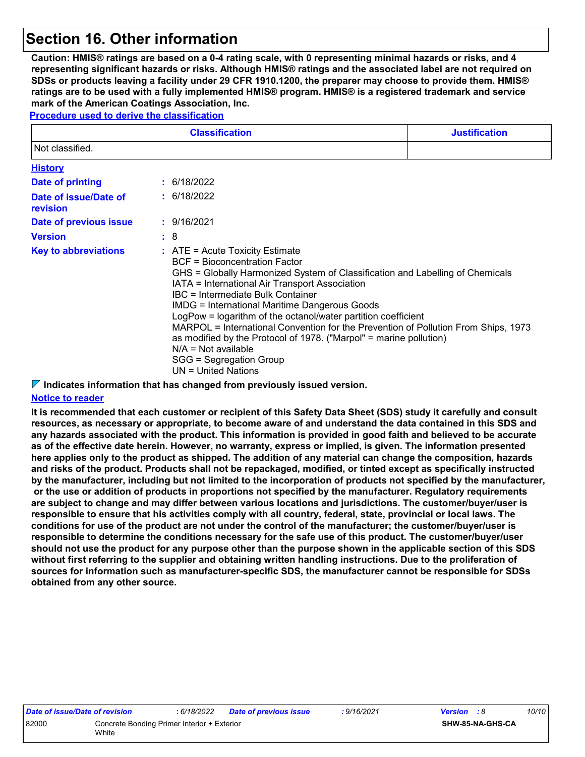# Section 16. Other information

**Caution: HMIS® ratings are based on a 0-4 rating scale, with 0 representing minimal hazards or risks, and 4 representing significant hazards or risks. Although HMIS® ratings and the associated label are not required on SDSs or products leaving a facility under 29 CFR 1910.1200, the preparer may choose to provide them. HMIS® ratings are to be used with a fully implemented HMIS® program. HMIS® is a registered trademark and service mark of the American Coatings Association, Inc.**

**Procedure used to derive the classification**

| Classification | Justification |
| --- | --- |
| Not classified. | |

**History**

**Date of printing** : 6/18/2022

**Date of issue/Date of revision** : 6/18/2022

**Date of previous issue** : 9/16/2021

**Version** : 8

**Key to abbreviations** : ATE = Acute Toxicity Estimate
BCF = Bioconcentration Factor
GHS = Globally Harmonized System of Classification and Labelling of Chemicals
IATA = International Air Transport Association
IBC = Intermediate Bulk Container
IMDG = International Maritime Dangerous Goods
LogPow = logarithm of the octanol/water partition coefficient
MARPOL = International Convention for the Prevention of Pollution From Ships, 1973 as modified by the Protocol of 1978. ("Marpol" = marine pollution)
N/A = Not available
SGG = Segregation Group
UN = United Nations

**Indicates information that has changed from previously issued version.**

**Notice to reader**

**It is recommended that each customer or recipient of this Safety Data Sheet (SDS) study it carefully and consult resources, as necessary or appropriate, to become aware of and understand the data contained in this SDS and any hazards associated with the product. This information is provided in good faith and believed to be accurate as of the effective date herein. However, no warranty, express or implied, is given. The information presented here applies only to the product as shipped. The addition of any material can change the composition, hazards and risks of the product. Products shall not be repackaged, modified, or tinted except as specifically instructed by the manufacturer, including but not limited to the incorporation of products not specified by the manufacturer, or the use or addition of products in proportions not specified by the manufacturer. Regulatory requirements are subject to change and may differ between various locations and jurisdictions. The customer/buyer/user is responsible to ensure that his activities comply with all country, federal, state, provincial or local laws. The conditions for use of the product are not under the control of the manufacturer; the customer/buyer/user is responsible to determine the conditions necessary for the safe use of this product. The customer/buyer/user should not use the product for any purpose other than the purpose shown in the applicable section of this SDS without first referring to the supplier and obtaining written handling instructions. Due to the proliferation of sources for information such as manufacturer-specific SDS, the manufacturer cannot be responsible for SDSs obtained from any other source.**